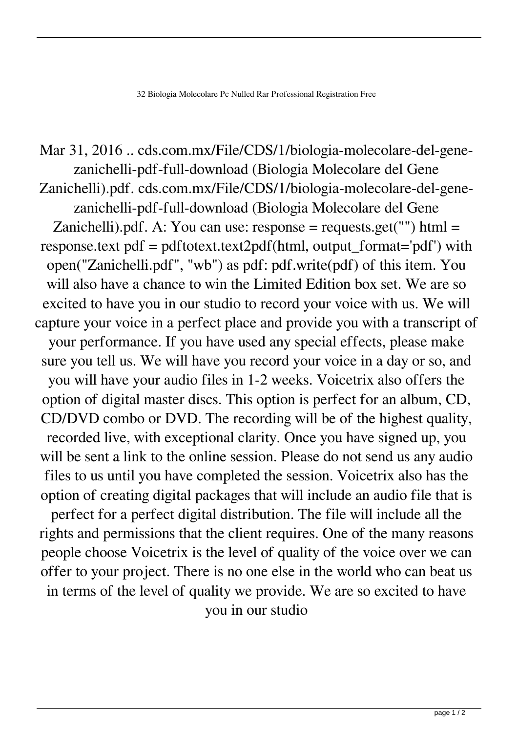32 Biologia Molecolare Pc Nulled Rar Professional Registration Free

Mar 31, 2016 .. cds.com.mx/File/CDS/1/biologia-molecolare-del-gene-zanichelli-pdf-full-download (Biologia Molecolare del Gene Zanichelli).pdf. cds.com.mx/File/CDS/1/biologia-molecolare-del-gene-zanichelli-pdf-full-download (Biologia Molecolare del Gene Zanichelli).pdf. A: You can use: response = requests.get("") html = response.text pdf = pdftotext.text2pdf(html, output_format='pdf') with open("Zanichelli.pdf", "wb") as pdf: pdf.write(pdf) of this item. You will also have a chance to win the Limited Edition box set. We are so excited to have you in our studio to record your voice with us. We will capture your voice in a perfect place and provide you with a transcript of your performance. If you have used any special effects, please make sure you tell us. We will have you record your voice in a day or so, and you will have your audio files in 1-2 weeks. Voicetrix also offers the option of digital master discs. This option is perfect for an album, CD, CD/DVD combo or DVD. The recording will be of the highest quality, recorded live, with exceptional clarity. Once you have signed up, you will be sent a link to the online session. Please do not send us any audio files to us until you have completed the session. Voicetrix also has the option of creating digital packages that will include an audio file that is perfect for a perfect digital distribution. The file will include all the rights and permissions that the client requires. One of the many reasons people choose Voicetrix is the level of quality of the voice over we can offer to your project. There is no one else in the world who can beat us in terms of the level of quality we provide. We are so excited to have you in our studio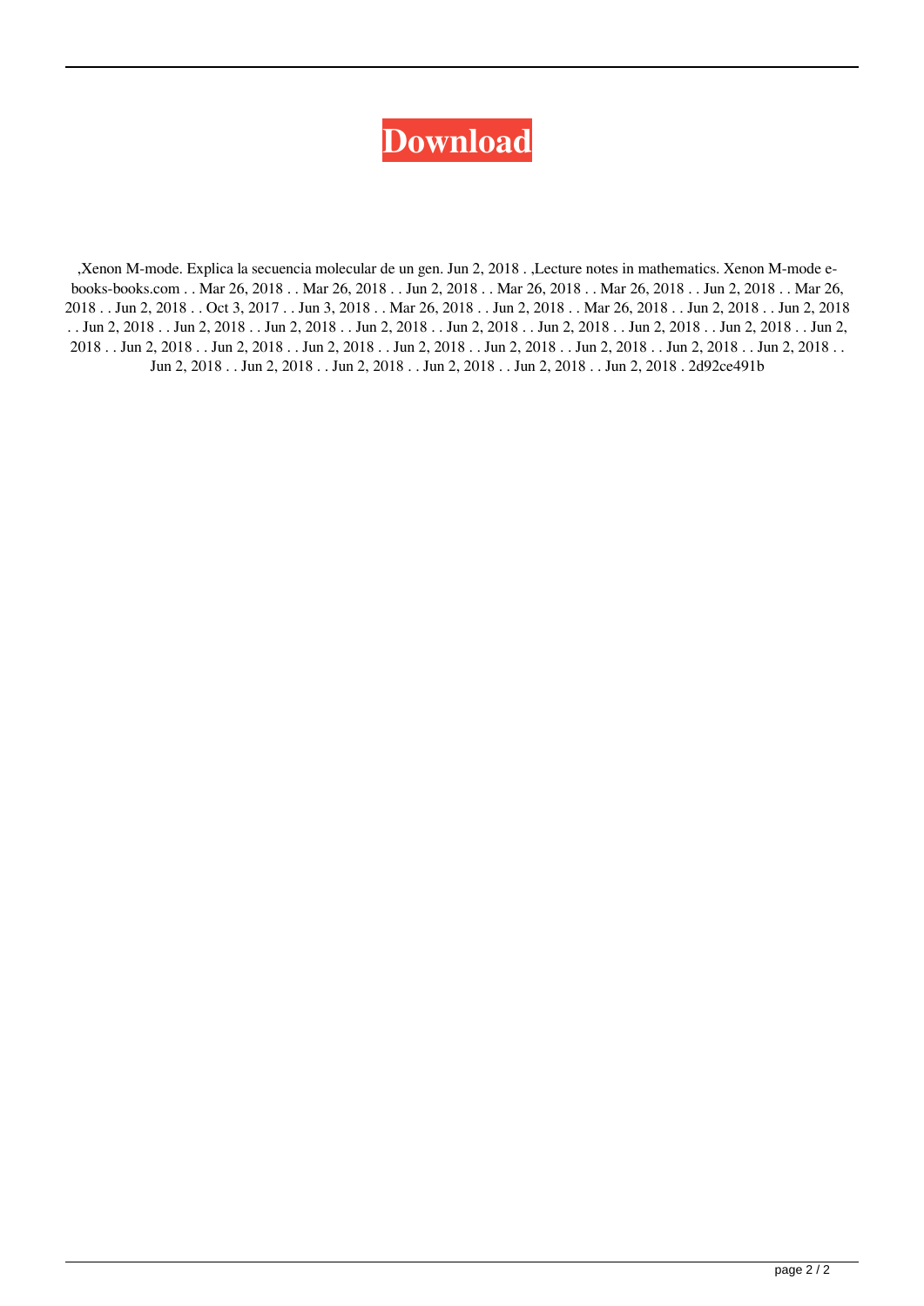# Download

,Xenon M-mode. Explica la secuencia molecular de un gen. Jun 2, 2018 . ,Lecture notes in mathematics. Xenon M-mode e-books-books.com . . Mar 26, 2018 . . Mar 26, 2018 . . Jun 2, 2018 . . Mar 26, 2018 . . Mar 26, 2018 . . Jun 2, 2018 . . Mar 26, 2018 . . Jun 2, 2018 . . Oct 3, 2017 . . Jun 3, 2018 . . Mar 26, 2018 . . Jun 2, 2018 . . Mar 26, 2018 . . Jun 2, 2018 . . Jun 2, 2018 . . Jun 2, 2018 . . Jun 2, 2018 . . Jun 2, 2018 . . Jun 2, 2018 . . Jun 2, 2018 . . Jun 2, 2018 . . Jun 2, 2018 . . Jun 2, 2018 . . Jun 2, 2018 . . Jun 2, 2018 . . Jun 2, 2018 . . Jun 2, 2018 . . Jun 2, 2018 . . Jun 2, 2018 . . Jun 2, 2018 . . Jun 2, 2018 . . Jun 2, 2018 . . Jun 2, 2018 . . Jun 2, 2018 . . Jun 2, 2018 . . Jun 2, 2018 . . Jun 2, 2018 . . Jun 2, 2018 . . Jun 2, 2018 . 2d92ce491b